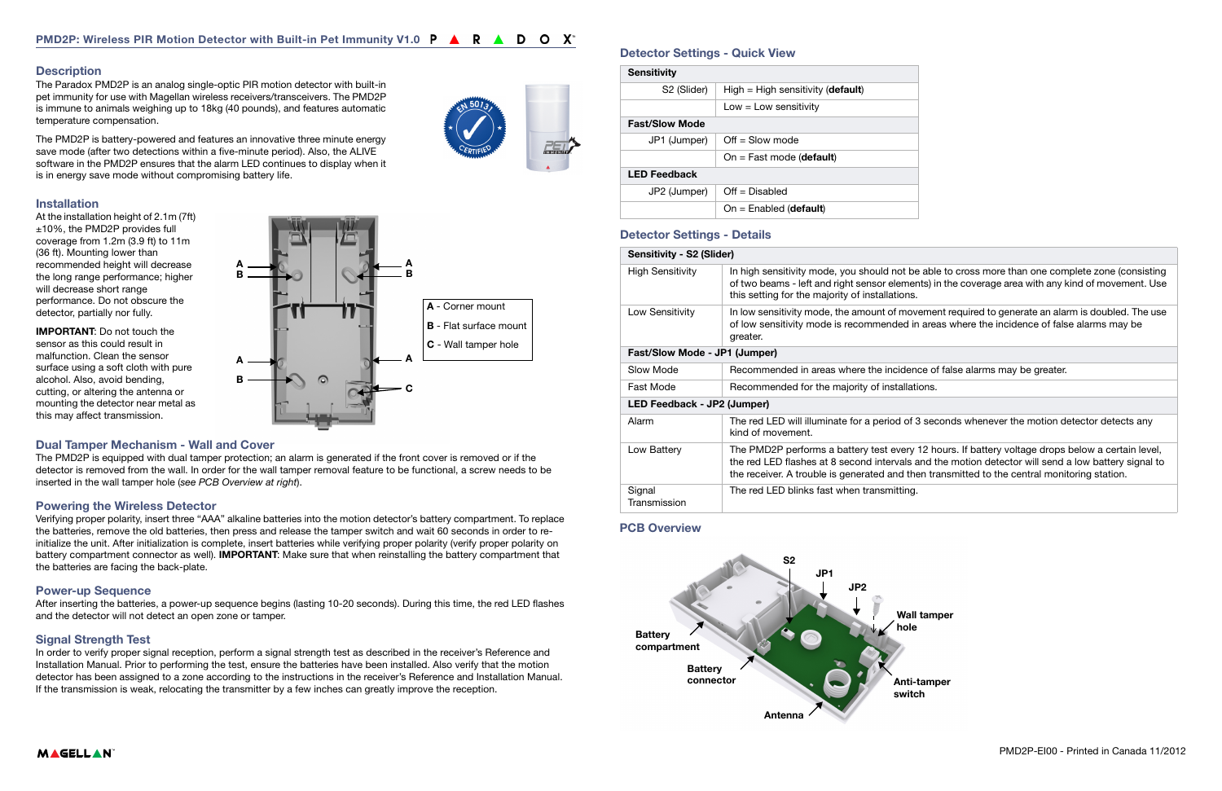# PMD2P: Wireless PIR Motion Detector with Built-in Pet Immunity V1.0

## Description

The Paradox PMD2P is an analog single-optic PIR motion detector with built-in pet immunity for use with Magellan wireless receivers/transceivers. The PMD2P is immune to animals weighing up to 18kg (40 pounds), and features automatic temperature compensation.

The PMD2P is battery-powered and features an innovative three minute energy save mode (after two detections within a five-minute period). Also, the ALIVE software in the PMD2P ensures that the alarm LED continues to display when it is in energy save mode without compromising battery life.

## Installation

At the installation height of 2.1m (7ft) ±10%, the PMD2P provides full coverage from 1.2m (3.9 ft) to 11m (36 ft). Mounting lower than recommended height will decrease the long range performance; higher will decrease short range performance. Do not obscure the detector, partially nor fully.

**IMPORTANT**: Do not touch the sensor as this could result in malfunction. Clean the sensor surface using a soft cloth with pure alcohol. Also, avoid bending, cutting, or altering the antenna or mounting the detector near metal as this may affect transmission.

A - Corner mount
B - Flat surface mount
C - Wall tamper hole

## Dual Tamper Mechanism - Wall and Cover

The PMD2P is equipped with dual tamper protection; an alarm is generated if the front cover is removed or if the detector is removed from the wall. In order for the wall tamper removal feature to be functional, a screw needs to be inserted in the wall tamper hole (*see PCB Overview at right*).

## Powering the Wireless Detector

Verifying proper polarity, insert three "AAA" alkaline batteries into the motion detector's battery compartment. To replace the batteries, remove the old batteries, then press and release the tamper switch and wait 60 seconds in order to re-initialize the unit. After initialization is complete, insert batteries while verifying proper polarity (verify proper polarity on battery compartment connector as well). **IMPORTANT**: Make sure that when reinstalling the battery compartment that the batteries are facing the back-plate.

## Power-up Sequence

After inserting the batteries, a power-up sequence begins (lasting 10-20 seconds). During this time, the red LED flashes and the detector will not detect an open zone or tamper.

## Signal Strength Test

In order to verify proper signal reception, perform a signal strength test as described in the receiver's Reference and Installation Manual. Prior to performing the test, ensure the batteries have been installed. Also verify that the motion detector has been assigned to a zone according to the instructions in the receiver's Reference and Installation Manual. If the transmission is weak, relocating the transmitter by a few inches can greatly improve the reception.

## Detector Settings - Quick View

| Sensitivity | |
|---|---|
| S2 (Slider) | High = High sensitivity (**default**) |
| | Low = Low sensitivity |
| **Fast/Slow Mode** | |
| JP1 (Jumper) | Off = Slow mode |
| | On = Fast mode (**default**) |
| **LED Feedback** | |
| JP2 (Jumper) | Off = Disabled |
| | On = Enabled (**default**) |

## Detector Settings - Details

| Sensitivity - S2 (Slider) | |
|---|---|
| High Sensitivity | In high sensitivity mode, you should not be able to cross more than one complete zone (consisting of two beams - left and right sensor elements) in the coverage area with any kind of movement. Use this setting for the majority of installations. |
| Low Sensitivity | In low sensitivity mode, the amount of movement required to generate an alarm is doubled. The use of low sensitivity mode is recommended in areas where the incidence of false alarms may be greater. |
| **Fast/Slow Mode - JP1 (Jumper)** | |
| Slow Mode | Recommended in areas where the incidence of false alarms may be greater. |
| Fast Mode | Recommended for the majority of installations. |
| **LED Feedback - JP2 (Jumper)** | |
| Alarm | The red LED will illuminate for a period of 3 seconds whenever the motion detector detects any kind of movement. |
| Low Battery | The PMD2P performs a battery test every 12 hours. If battery voltage drops below a certain level, the red LED flashes at 8 second intervals and the motion detector will send a low battery signal to the receiver. A trouble is generated and then transmitted to the central monitoring station. |
| Signal Transmission | The red LED blinks fast when transmitting. |

## PCB Overview

S2, JP1, JP2, Wall tamper hole, Battery compartment, Battery connector, Anti-tamper switch, Antenna

PMD2P-EI00 - Printed in Canada 11/2012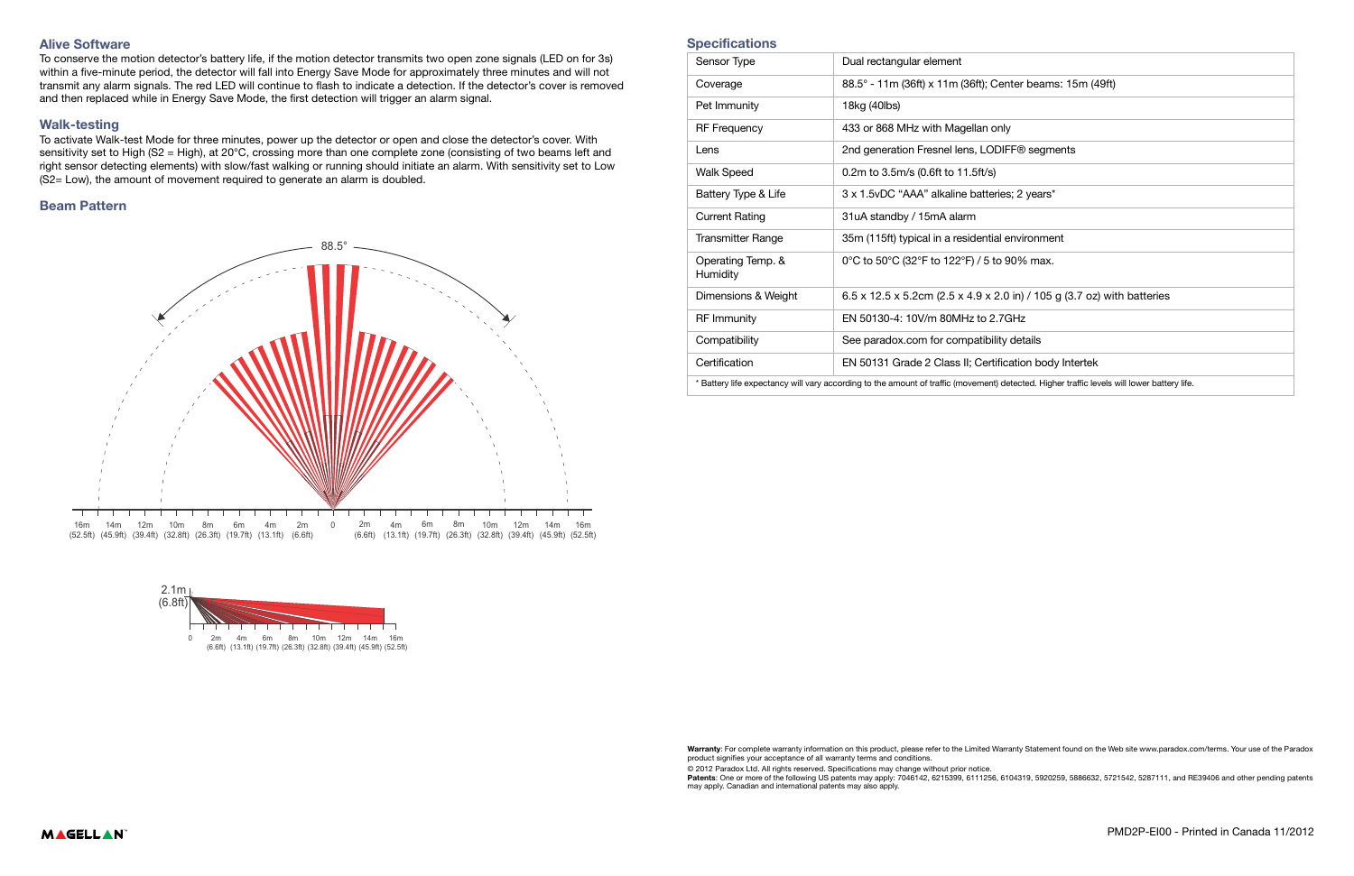## Alive Software

To conserve the motion detector's battery life, if the motion detector transmits two open zone signals (LED on for 3s) within a five-minute period, the detector will fall into Energy Save Mode for approximately three minutes and will not transmit any alarm signals. The red LED will continue to flash to indicate a detection. If the detector's cover is removed and then replaced while in Energy Save Mode, the first detection will trigger an alarm signal.

## Walk-testing

To activate Walk-test Mode for three minutes, power up the detector or open and close the detector's cover. With sensitivity set to High (S2 = High), at 20°C, crossing more than one complete zone (consisting of two beams left and right sensor detecting elements) with slow/fast walking or running should initiate an alarm. With sensitivity set to Low (S2= Low), the amount of movement required to generate an alarm is doubled.

## Beam Pattern

88.5°

16m (52.5ft) 14m (45.9ft) 12m (39.4ft) 10m (32.8ft) 8m (26.3ft) 6m (19.7ft) 4m (13.1ft) 2m (6.6ft) 0 2m (6.6ft) 4m (13.1ft) 6m (19.7ft) 8m (26.3ft) 10m (32.8ft) 12m (39.4ft) 14m (45.9ft) 16m (52.5ft)

2.1m (6.8ft)

0 2m (6.6ft) 4m (13.1ft) 6m (19.7ft) 8m (26.3ft) 10m (32.8ft) 12m (39.4ft) 14m (45.9ft) 16m (52.5ft)

## Specifications

| | |
|---|---|
| Sensor Type | Dual rectangular element |
| Coverage | 88.5° - 11m (36ft) x 11m (36ft); Center beams: 15m (49ft) |
| Pet Immunity | 18kg (40lbs) |
| RF Frequency | 433 or 868 MHz with Magellan only |
| Lens | 2nd generation Fresnel lens, LODIFF® segments |
| Walk Speed | 0.2m to 3.5m/s (0.6ft to 11.5ft/s) |
| Battery Type & Life | 3 x 1.5vDC "AAA" alkaline batteries; 2 years* |
| Current Rating | 31uA standby / 15mA alarm |
| Transmitter Range | 35m (115ft) typical in a residential environment |
| Operating Temp. & Humidity | 0°C to 50°C (32°F to 122°F) / 5 to 90% max. |
| Dimensions & Weight | 6.5 x 12.5 x 5.2cm (2.5 x 4.9 x 2.0 in) / 105 g (3.7 oz) with batteries |
| RF Immunity | EN 50130-4: 10V/m 80MHz to 2.7GHz |
| Compatibility | See paradox.com for compatibility details |
| Certification | EN 50131 Grade 2 Class II; Certification body Intertek |

\* Battery life expectancy will vary according to the amount of traffic (movement) detected. Higher traffic levels will lower battery life.

**Warranty**: For complete warranty information on this product, please refer to the Limited Warranty Statement found on the Web site www.paradox.com/terms. Your use of the Paradox product signifies your acceptance of all warranty terms and conditions.

© 2012 Paradox Ltd. All rights reserved. Specifications may change without prior notice.

**Patents**: One or more of the following US patents may apply: 7046142, 6215399, 6111256, 6104319, 5920259, 5886632, 5721542, 5287111, and RE39406 and other pending patents may apply. Canadian and international patents may also apply.

MAGELLAN™

PMD2P-EI00 - Printed in Canada 11/2012